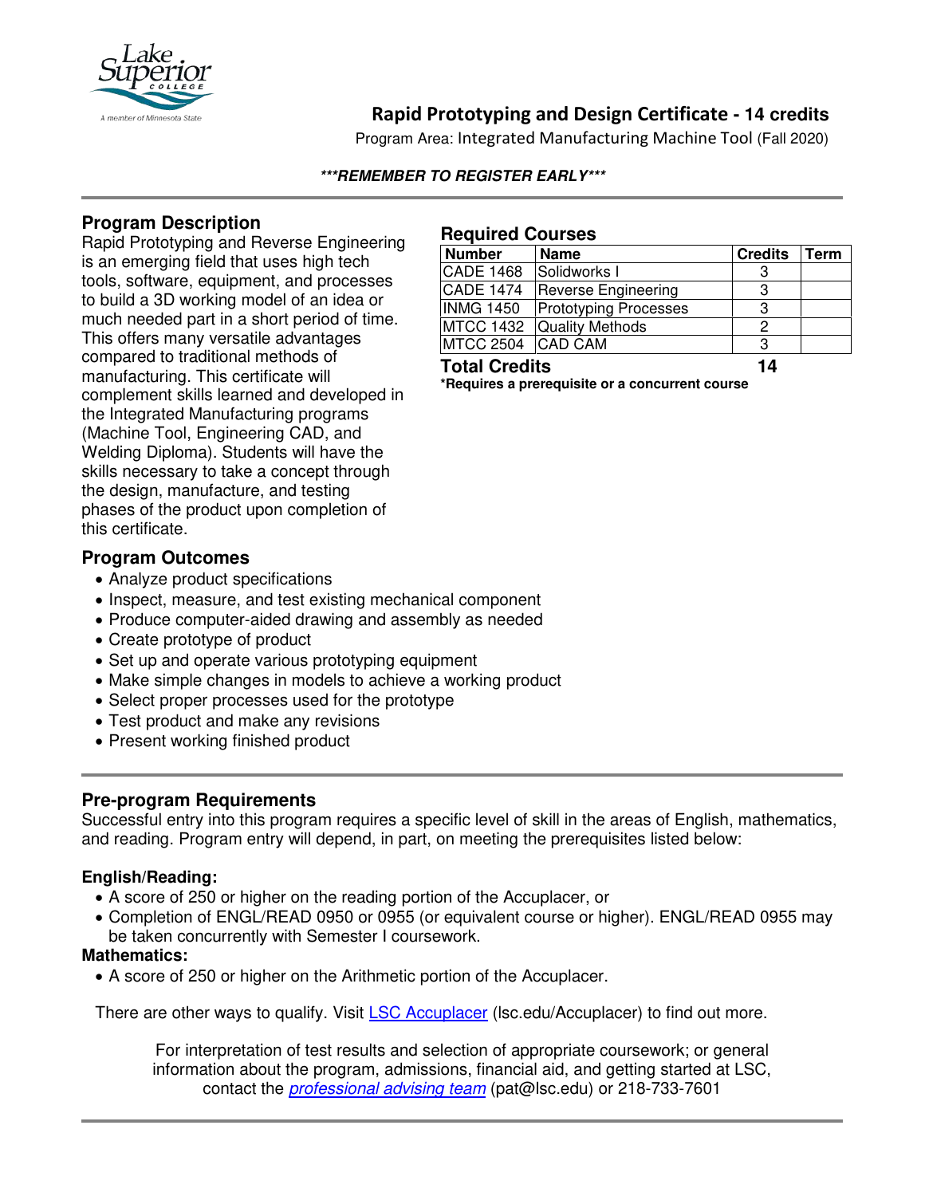# Rapid Prototyping and Design Certificate - 14 credits

Program Area: Integrated Manufacturing Machine Tool (Fall 2020)

***REMEMBER TO REGISTER EARLY***

## Program Description

Rapid Prototyping and Reverse Engineering is an emerging field that uses high tech tools, software, equipment, and processes to build a 3D working model of an idea or much needed part in a short period of time. This offers many versatile advantages compared to traditional methods of manufacturing. This certificate will complement skills learned and developed in the Integrated Manufacturing programs (Machine Tool, Engineering CAD, and Welding Diploma). Students will have the skills necessary to take a concept through the design, manufacture, and testing phases of the product upon completion of this certificate.

## Required Courses

| Number | Name | Credits | Term |
|---|---|---|---|
| CADE 1468 | Solidworks I | 3 | |
| CADE 1474 | Reverse Engineering | 3 | |
| INMG 1450 | Prototyping Processes | 3 | |
| MTCC 1432 | Quality Methods | 2 | |
| MTCC 2504 | CAD CAM | 3 | |
| **Total Credits** | | **14** | |

***Requires a prerequisite or a concurrent course**

## Program Outcomes

- Analyze product specifications
- Inspect, measure, and test existing mechanical component
- Produce computer-aided drawing and assembly as needed
- Create prototype of product
- Set up and operate various prototyping equipment
- Make simple changes in models to achieve a working product
- Select proper processes used for the prototype
- Test product and make any revisions
- Present working finished product

## Pre-program Requirements

Successful entry into this program requires a specific level of skill in the areas of English, mathematics, and reading. Program entry will depend, in part, on meeting the prerequisites listed below:

**English/Reading:**

- A score of 250 or higher on the reading portion of the Accuplacer, or
- Completion of ENGL/READ 0950 or 0955 (or equivalent course or higher). ENGL/READ 0955 may be taken concurrently with Semester I coursework.

**Mathematics:**

- A score of 250 or higher on the Arithmetic portion of the Accuplacer.

There are other ways to qualify. Visit LSC Accuplacer (lsc.edu/Accuplacer) to find out more.

For interpretation of test results and selection of appropriate coursework; or general information about the program, admissions, financial aid, and getting started at LSC, contact the *professional advising team* (pat@lsc.edu) or 218-733-7601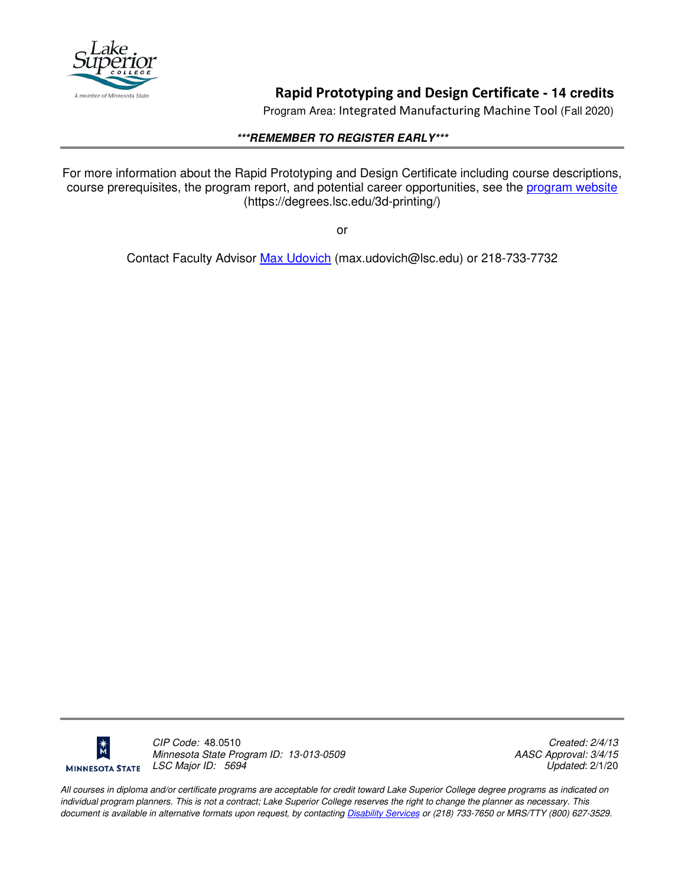# Rapid Prototyping and Design Certificate - 14 credits

Program Area: Integrated Manufacturing Machine Tool (Fall 2020)

***REMEMBER TO REGISTER EARLY***

For more information about the Rapid Prototyping and Design Certificate including course descriptions, course prerequisites, the program report, and potential career opportunities, see the program website (https://degrees.lsc.edu/3d-printing/)

or

Contact Faculty Advisor Max Udovich (max.udovich@lsc.edu) or 218-733-7732

*CIP Code:* 48.0510
*Minnesota State Program ID: 13-013-0509*
*LSC Major ID: 5694*

*Created: 2/4/13*
*AASC Approval: 3/4/15*
*Updated*: 2/1/20

*All courses in diploma and/or certificate programs are acceptable for credit toward Lake Superior College degree programs as indicated on individual program planners. This is not a contract; Lake Superior College reserves the right to change the planner as necessary. This document is available in alternative formats upon request, by contacting Disability Services or (218) 733-7650 or MRS/TTY (800) 627-3529.*